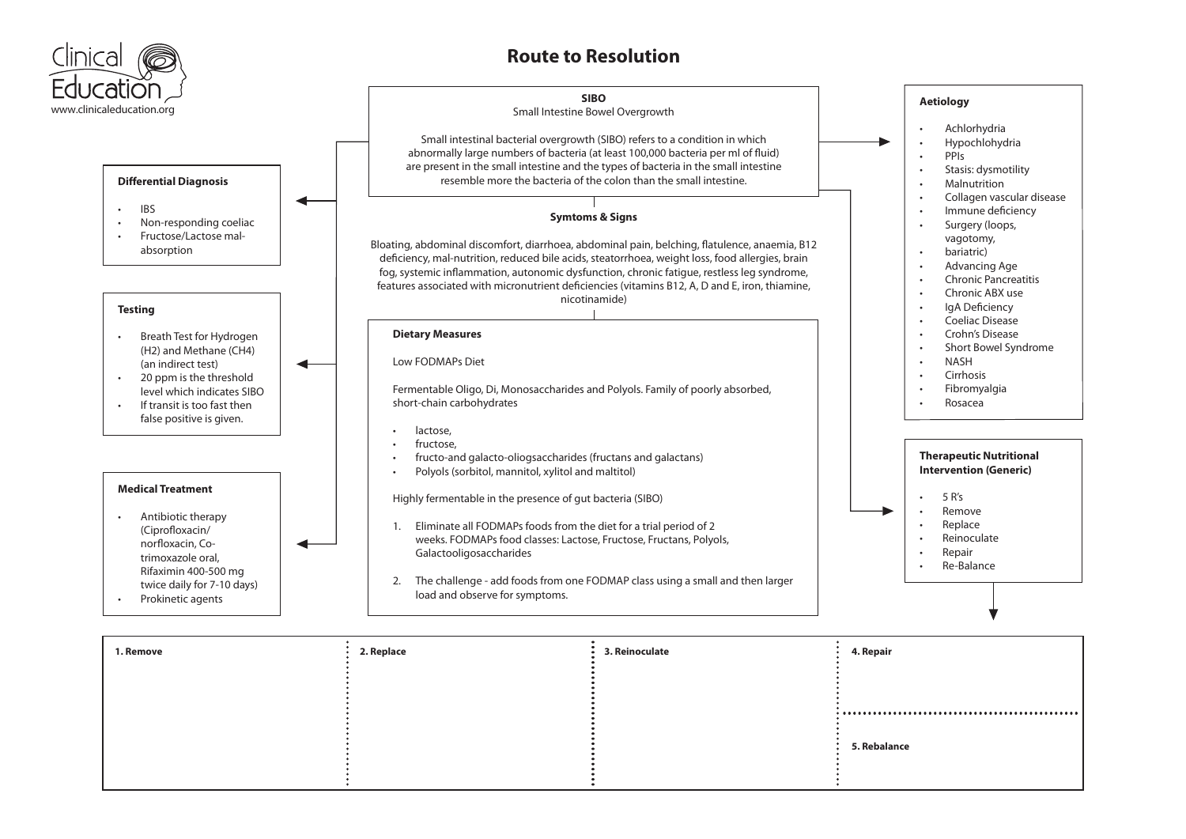Clinical Education
www.clinicaleducation.org

# Route to Resolution

## SIBO

Small Intestine Bowel Overgrowth

Small intestinal bacterial overgrowth (SIBO) refers to a condition in which abnormally large numbers of bacteria (at least 100,000 bacteria per ml of fluid) are present in the small intestine and the types of bacteria in the small intestine resemble more the bacteria of the colon than the small intestine.

### Symtoms & Signs

Bloating, abdominal discomfort, diarrhoea, abdominal pain, belching, flatulence, anaemia, B12 deficiency, mal-nutrition, reduced bile acids, steatorrhoea, weight loss, food allergies, brain fog, systemic inflammation, autonomic dysfunction, chronic fatigue, restless leg syndrome, features associated with micronutrient deficiencies (vitamins B12, A, D and E, iron, thiamine, nicotinamide)

### Dietary Measures

Low FODMAPs Diet

Fermentable Oligo, Di, Monosaccharides and Polyols. Family of poorly absorbed, short-chain carbohydrates

- lactose,
- fructose,
- fructo-and galacto-oliogsaccharides (fructans and galactans)
- Polyols (sorbitol, mannitol, xylitol and maltitol)

Highly fermentable in the presence of gut bacteria (SIBO)

1. Eliminate all FODMAPs foods from the diet for a trial period of 2 weeks. FODMAPs food classes: Lactose, Fructose, Fructans, Polyols, Galactooligosaccharides
2. The challenge - add foods from one FODMAP class using a small and then larger load and observe for symptoms.

### Differential Diagnosis

- IBS
- Non-responding coeliac
- Fructose/Lactose mal-absorption

### Testing

- Breath Test for Hydrogen (H2) and Methane (CH4) (an indirect test)
- 20 ppm is the threshold level which indicates SIBO
- If transit is too fast then false positive is given.

### Medical Treatment

- Antibiotic therapy (Ciprofloxacin/ norfloxacin, Co-trimoxazole oral, Rifaximin 400-500 mg twice daily for 7-10 days)
- Prokinetic agents

### Aetiology

- Achlorhydria
- Hypochlohydria
- PPIs
- Stasis: dysmotility
- Malnutrition
- Collagen vascular disease
- Immune deficiency
- Surgery (loops, vagotomy,
- bariatric)
- Advancing Age
- Chronic Pancreatitis
- Chronic ABX use
- IgA Deficiency
- Coeliac Disease
- Crohn's Disease
- Short Bowel Syndrome
- NASH
- Cirrhosis
- Fibromyalgia
- Rosacea

### Therapeutic Nutritional Intervention (Generic)

- 5 R's
- Remove
- Replace
- Reinoculate
- Repair
- Re-Balance

| 1. Remove | 2. Replace | 3. Reinoculate | 4. Repair |
|---|---|---|---|
| | | | 5. Rebalance |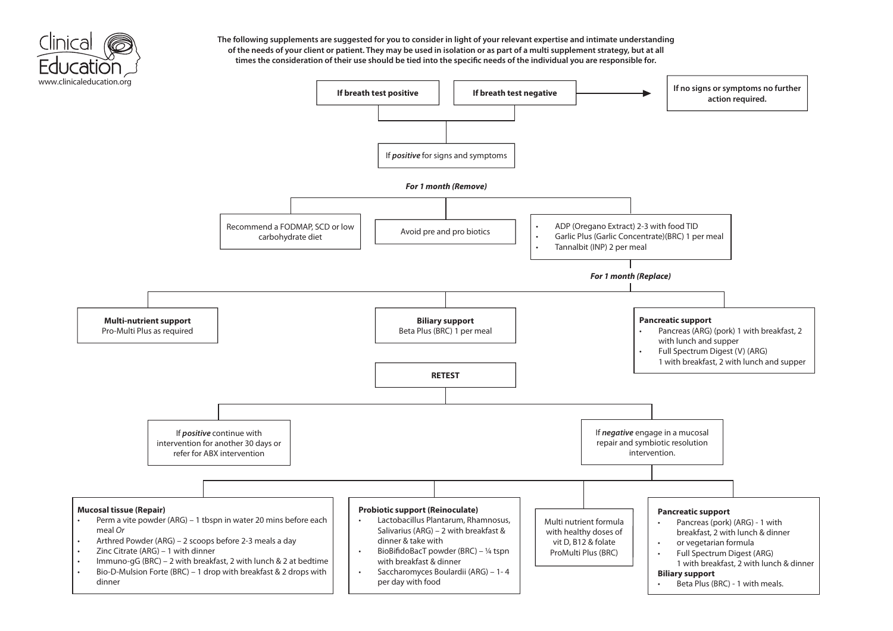Clinical Education
www.clinicaleducation.org

**The following supplements are suggested for you to consider in light of your relevant expertise and intimate understanding of the needs of your client or patient. They may be used in isolation or as part of a multi supplement strategy, but at all times the consideration of their use should be tied into the specific needs of the individual you are responsible for.**

**If breath test positive**

**If breath test negative** → **If no signs or symptoms no further action required.**

If ***positive*** for signs and symptoms

***For 1 month (Remove)***

Recommend a FODMAP, SCD or low carbohydrate diet

Avoid pre and pro biotics

- ADP (Oregano Extract) 2-3 with food TID
- Garlic Plus (Garlic Concentrate)(BRC) 1 per meal
- Tannalbit (INP) 2 per meal

***For 1 month (Replace)***

**Multi-nutrient support**
Pro-Multi Plus as required

**Biliary support**
Beta Plus (BRC) 1 per meal

**Pancreatic support**
- Pancreas (ARG) (pork) 1 with breakfast, 2 with lunch and supper
- Full Spectrum Digest (V) (ARG) 1 with breakfast, 2 with lunch and supper

**RETEST**

If ***positive*** continue with intervention for another 30 days or refer for ABX intervention

If ***negative*** engage in a mucosal repair and symbiotic resolution intervention.

**Mucosal tissue (Repair)**
- Perm a vite powder (ARG) – 1 tbspn in water 20 mins before each meal *Or*
- Arthred Powder (ARG) – 2 scoops before 2-3 meals a day
- Zinc Citrate (ARG) – 1 with dinner
- Immuno-gG (BRC) – 2 with breakfast, 2 with lunch & 2 at bedtime
- Bio-D-Mulsion Forte (BRC) – 1 drop with breakfast & 2 drops with dinner

**Probiotic support (Reinoculate)**
- Lactobacillus Plantarum, Rhamnosus, Salivarius (ARG) – 2 with breakfast & dinner & take with
- BioBifidoBacT powder (BRC) – ¼ tspn with breakfast & dinner
- Saccharomyces Boulardii (ARG) – 1- 4 per day with food

Multi nutrient formula with healthy doses of vit D, B12 & folate ProMulti Plus (BRC)

**Pancreatic support**
- Pancreas (pork) (ARG) - 1 with breakfast, 2 with lunch & dinner
- or vegetarian formula
- Full Spectrum Digest (ARG) 1 with breakfast, 2 with lunch & dinner

**Biliary support**
- Beta Plus (BRC) - 1 with meals.